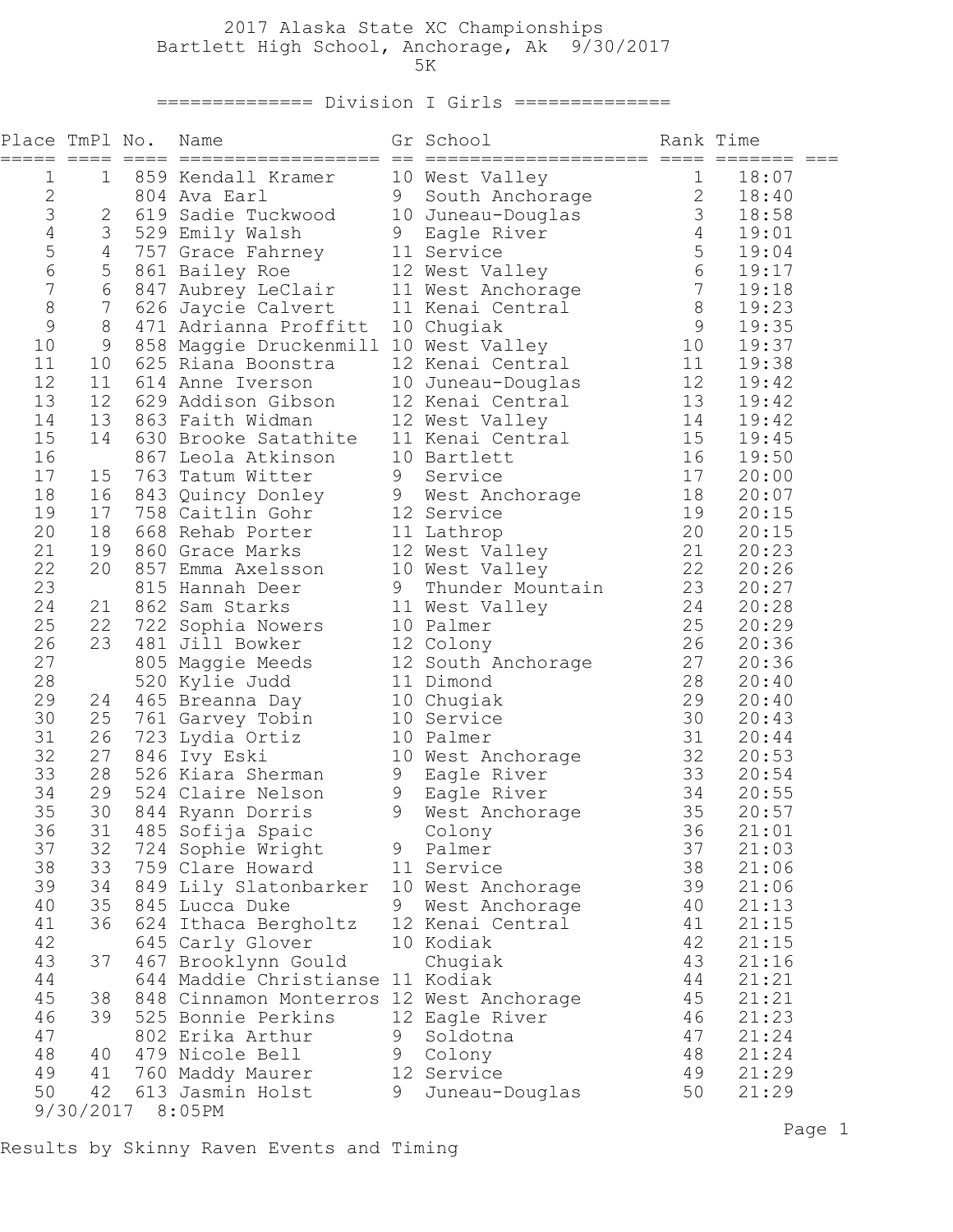# 2017 Alaska State XC Championships

## Bartlett High School, Anchorage, Ak 9/30/2017

### 5K

### Division I Girls

| Place | TmPl | No. | Name | Gr | School | Rank | Time |
|---|---|---|---|---|---|---|---|
| 1 | 1 | 859 | Kendall Kramer | 10 | West Valley | 1 | 18:07 |
| 2 | | 804 | Ava Earl | 9 | South Anchorage | 2 | 18:40 |
| 3 | 2 | 619 | Sadie Tuckwood | 10 | Juneau-Douglas | 3 | 18:58 |
| 4 | 3 | 529 | Emily Walsh | 9 | Eagle River | 4 | 19:01 |
| 5 | 4 | 757 | Grace Fahrney | 11 | Service | 5 | 19:04 |
| 6 | 5 | 861 | Bailey Roe | 12 | West Valley | 6 | 19:17 |
| 7 | 6 | 847 | Aubrey LeClair | 11 | West Anchorage | 7 | 19:18 |
| 8 | 7 | 626 | Jaycie Calvert | 11 | Kenai Central | 8 | 19:23 |
| 9 | 8 | 471 | Adrianna Proffitt | 10 | Chugiak | 9 | 19:35 |
| 10 | 9 | 858 | Maggie Druckenmill | 10 | West Valley | 10 | 19:37 |
| 11 | 10 | 625 | Riana Boonstra | 12 | Kenai Central | 11 | 19:38 |
| 12 | 11 | 614 | Anne Iverson | 10 | Juneau-Douglas | 12 | 19:42 |
| 13 | 12 | 629 | Addison Gibson | 12 | Kenai Central | 13 | 19:42 |
| 14 | 13 | 863 | Faith Widman | 12 | West Valley | 14 | 19:42 |
| 15 | 14 | 630 | Brooke Satathite | 11 | Kenai Central | 15 | 19:45 |
| 16 | | 867 | Leola Atkinson | 10 | Bartlett | 16 | 19:50 |
| 17 | 15 | 763 | Tatum Witter | 9 | Service | 17 | 20:00 |
| 18 | 16 | 843 | Quincy Donley | 9 | West Anchorage | 18 | 20:07 |
| 19 | 17 | 758 | Caitlin Gohr | 12 | Service | 19 | 20:15 |
| 20 | 18 | 668 | Rehab Porter | 11 | Lathrop | 20 | 20:15 |
| 21 | 19 | 860 | Grace Marks | 12 | West Valley | 21 | 20:23 |
| 22 | 20 | 857 | Emma Axelsson | 10 | West Valley | 22 | 20:26 |
| 23 | | 815 | Hannah Deer | 9 | Thunder Mountain | 23 | 20:27 |
| 24 | 21 | 862 | Sam Starks | 11 | West Valley | 24 | 20:28 |
| 25 | 22 | 722 | Sophia Nowers | 10 | Palmer | 25 | 20:29 |
| 26 | 23 | 481 | Jill Bowker | 12 | Colony | 26 | 20:36 |
| 27 | | 805 | Maggie Meeds | 12 | South Anchorage | 27 | 20:36 |
| 28 | | 520 | Kylie Judd | 11 | Dimond | 28 | 20:40 |
| 29 | 24 | 465 | Breanna Day | 10 | Chugiak | 29 | 20:40 |
| 30 | 25 | 761 | Garvey Tobin | 10 | Service | 30 | 20:43 |
| 31 | 26 | 723 | Lydia Ortiz | 10 | Palmer | 31 | 20:44 |
| 32 | 27 | 846 | Ivy Eski | 10 | West Anchorage | 32 | 20:53 |
| 33 | 28 | 526 | Kiara Sherman | 9 | Eagle River | 33 | 20:54 |
| 34 | 29 | 524 | Claire Nelson | 9 | Eagle River | 34 | 20:55 |
| 35 | 30 | 844 | Ryann Dorris | 9 | West Anchorage | 35 | 20:57 |
| 36 | 31 | 485 | Sofija Spaic | | Colony | 36 | 21:01 |
| 37 | 32 | 724 | Sophie Wright | 9 | Palmer | 37 | 21:03 |
| 38 | 33 | 759 | Clare Howard | 11 | Service | 38 | 21:06 |
| 39 | 34 | 849 | Lily Slatonbarker | 10 | West Anchorage | 39 | 21:06 |
| 40 | 35 | 845 | Lucca Duke | 9 | West Anchorage | 40 | 21:13 |
| 41 | 36 | 624 | Ithaca Bergholtz | 12 | Kenai Central | 41 | 21:15 |
| 42 | | 645 | Carly Glover | 10 | Kodiak | 42 | 21:15 |
| 43 | 37 | 467 | Brooklynn Gould | | Chugiak | 43 | 21:16 |
| 44 | | 644 | Maddie Christianse | 11 | Kodiak | 44 | 21:21 |
| 45 | 38 | 848 | Cinnamon Monterros | 12 | West Anchorage | 45 | 21:21 |
| 46 | 39 | 525 | Bonnie Perkins | 12 | Eagle River | 46 | 21:23 |
| 47 | | 802 | Erika Arthur | 9 | Soldotna | 47 | 21:24 |
| 48 | 40 | 479 | Nicole Bell | 9 | Colony | 48 | 21:24 |
| 49 | 41 | 760 | Maddy Maurer | 12 | Service | 49 | 21:29 |
| 50 | 42 | 613 | Jasmin Holst | 9 | Juneau-Douglas | 50 | 21:29 |

9/30/2017 8:05PM

Results by Skinny Raven Events and Timing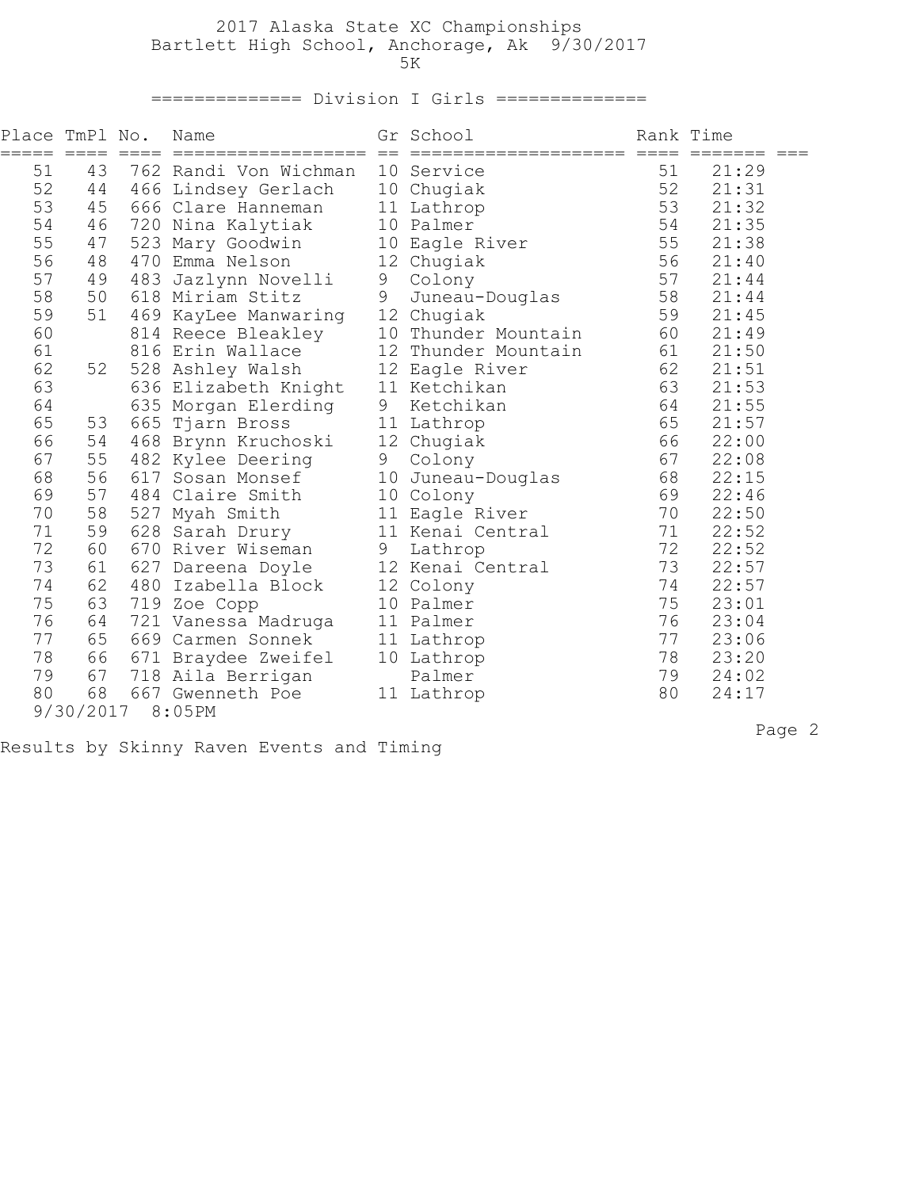# 2017 Alaska State XC Championships

Bartlett High School, Anchorage, Ak 9/30/2017

5K

## Division I Girls

| Place | TmPl | No. | Name | Gr | School | Rank | Time |
|---|---|---|---|---|---|---|---|
| 51 | 43 | 762 | Randi Von Wichman | 10 | Service | 51 | 21:29 |
| 52 | 44 | 466 | Lindsey Gerlach | 10 | Chugiak | 52 | 21:31 |
| 53 | 45 | 666 | Clare Hanneman | 11 | Lathrop | 53 | 21:32 |
| 54 | 46 | 720 | Nina Kalytiak | 10 | Palmer | 54 | 21:35 |
| 55 | 47 | 523 | Mary Goodwin | 10 | Eagle River | 55 | 21:38 |
| 56 | 48 | 470 | Emma Nelson | 12 | Chugiak | 56 | 21:40 |
| 57 | 49 | 483 | Jazlynn Novelli | 9 | Colony | 57 | 21:44 |
| 58 | 50 | 618 | Miriam Stitz | 9 | Juneau-Douglas | 58 | 21:44 |
| 59 | 51 | 469 | KayLee Manwaring | 12 | Chugiak | 59 | 21:45 |
| 60 | | 814 | Reece Bleakley | 10 | Thunder Mountain | 60 | 21:49 |
| 61 | | 816 | Erin Wallace | 12 | Thunder Mountain | 61 | 21:50 |
| 62 | 52 | 528 | Ashley Walsh | 12 | Eagle River | 62 | 21:51 |
| 63 | | 636 | Elizabeth Knight | 11 | Ketchikan | 63 | 21:53 |
| 64 | | 635 | Morgan Elerding | 9 | Ketchikan | 64 | 21:55 |
| 65 | 53 | 665 | Tjarn Bross | 11 | Lathrop | 65 | 21:57 |
| 66 | 54 | 468 | Brynn Kruchoski | 12 | Chugiak | 66 | 22:00 |
| 67 | 55 | 482 | Kylee Deering | 9 | Colony | 67 | 22:08 |
| 68 | 56 | 617 | Sosan Monsef | 10 | Juneau-Douglas | 68 | 22:15 |
| 69 | 57 | 484 | Claire Smith | 10 | Colony | 69 | 22:46 |
| 70 | 58 | 527 | Myah Smith | 11 | Eagle River | 70 | 22:50 |
| 71 | 59 | 628 | Sarah Drury | 11 | Kenai Central | 71 | 22:52 |
| 72 | 60 | 670 | River Wiseman | 9 | Lathrop | 72 | 22:52 |
| 73 | 61 | 627 | Dareena Doyle | 12 | Kenai Central | 73 | 22:57 |
| 74 | 62 | 480 | Izabella Block | 12 | Colony | 74 | 22:57 |
| 75 | 63 | 719 | Zoe Copp | 10 | Palmer | 75 | 23:01 |
| 76 | 64 | 721 | Vanessa Madruga | 11 | Palmer | 76 | 23:04 |
| 77 | 65 | 669 | Carmen Sonnek | 11 | Lathrop | 77 | 23:06 |
| 78 | 66 | 671 | Braydee Zweifel | 10 | Lathrop | 78 | 23:20 |
| 79 | 67 | 718 | Aila Berrigan | | Palmer | 79 | 24:02 |
| 80 | 68 | 667 | Gwenneth Poe | 11 | Lathrop | 80 | 24:17 |

9/30/2017 8:05PM

Results by Skinny Raven Events and Timing